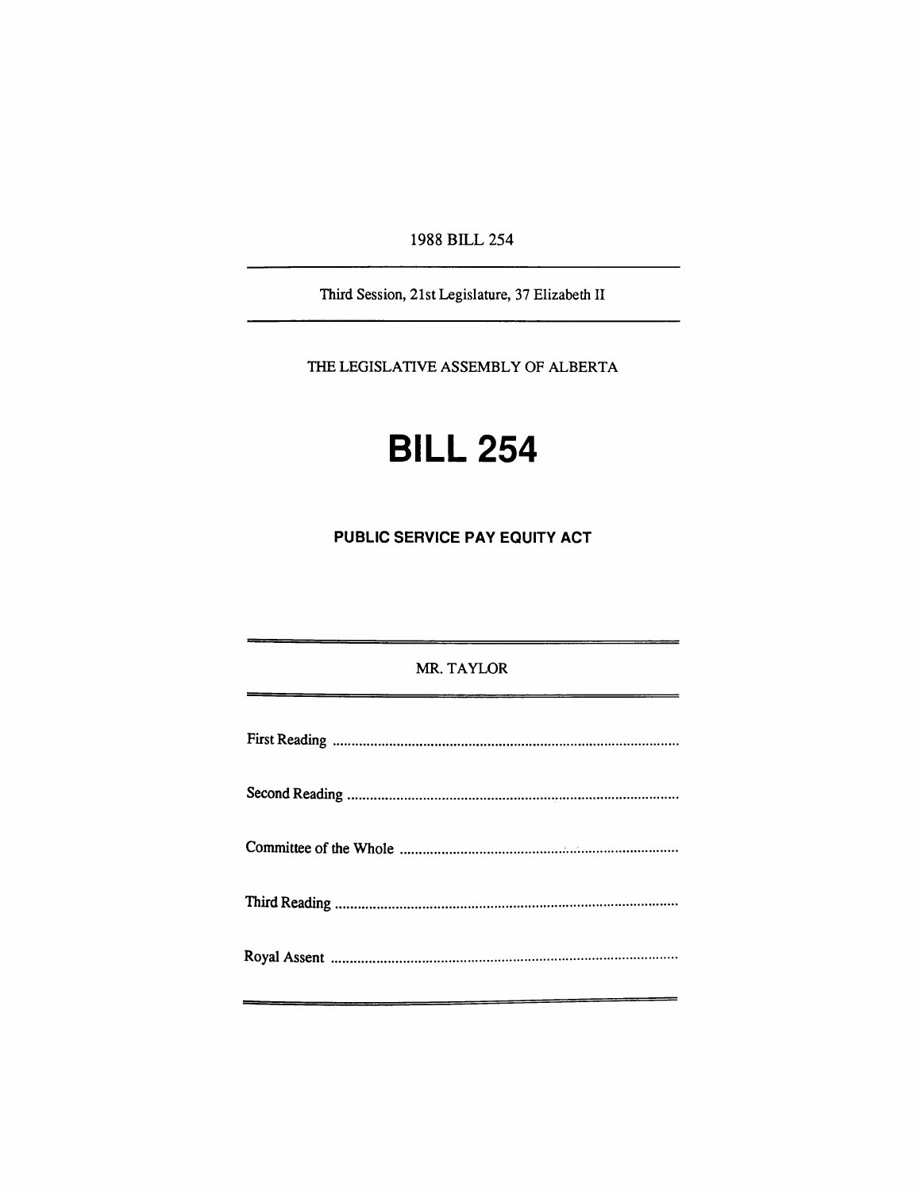1988 BILL 254

---

Third Session, 21st Legislature, 37 Elizabeth II

---

THE LEGISLATIVE ASSEMBLY OF ALBERTA

# BILL 254

## PUBLIC SERVICE PAY EQUITY ACT

---

MR. TAYLOR

---

First Reading ..........................................................................................

Second Reading ......................................................................................

Committee of the Whole .........................................................................

Third Reading .........................................................................................

Royal Assent ..........................................................................................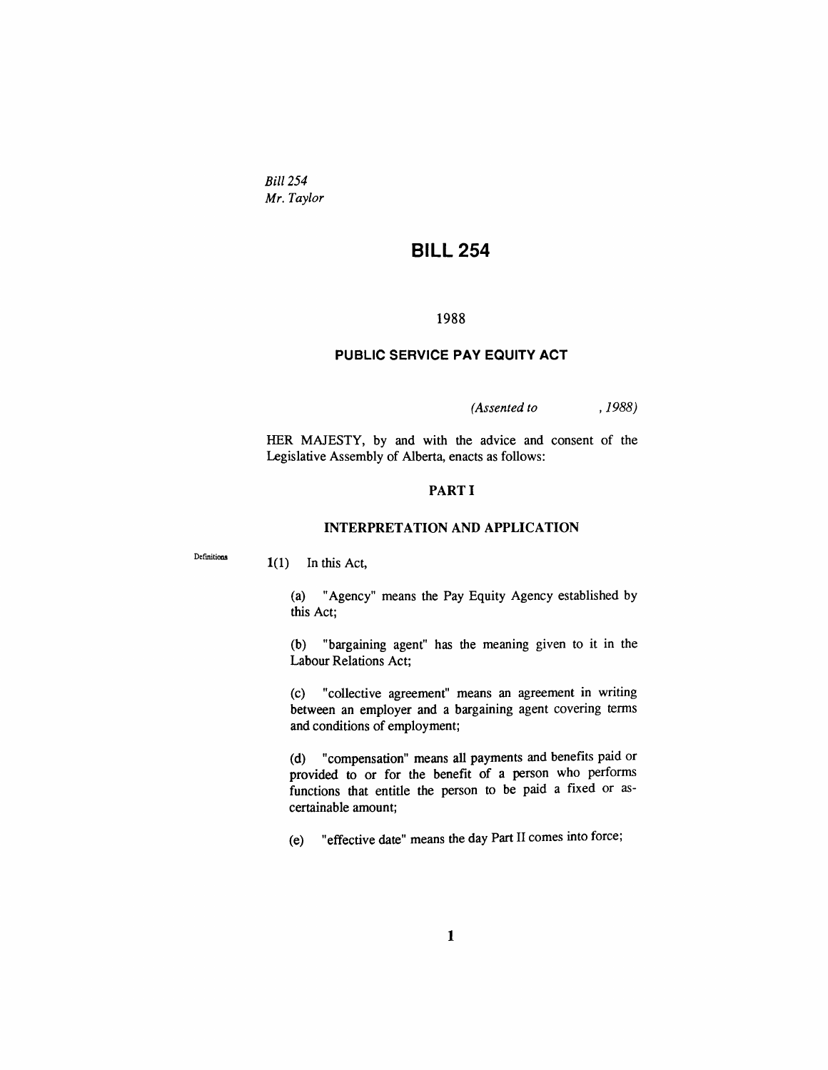*Bill 254*
*Mr. Taylor*

# BILL 254

1988

## PUBLIC SERVICE PAY EQUITY ACT

*(Assented to , 1988)*

HER MAJESTY, by and with the advice and consent of the Legislative Assembly of Alberta, enacts as follows:

### PART I

### INTERPRETATION AND APPLICATION

Definitions

**1**(1) In this Act,

(a) "Agency" means the Pay Equity Agency established by this Act;

(b) "bargaining agent" has the meaning given to it in the Labour Relations Act;

(c) "collective agreement" means an agreement in writing between an employer and a bargaining agent covering terms and conditions of employment;

(d) "compensation" means all payments and benefits paid or provided to or for the benefit of a person who performs functions that entitle the person to be paid a fixed or ascertainable amount;

(e) "effective date" means the day Part II comes into force;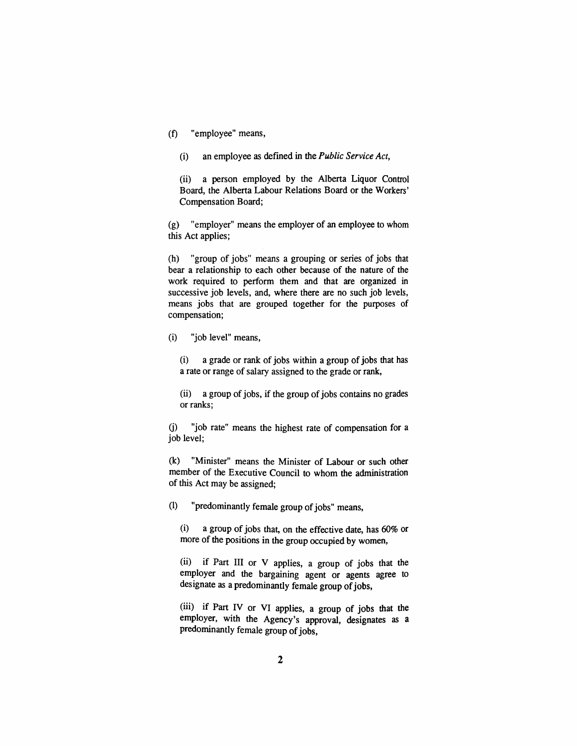(f) "employee" means,

(i) an employee as defined in the *Public Service Act*,

(ii) a person employed by the Alberta Liquor Control Board, the Alberta Labour Relations Board or the Workers' Compensation Board;

(g) "employer" means the employer of an employee to whom this Act applies;

(h) "group of jobs" means a grouping or series of jobs that bear a relationship to each other because of the nature of the work required to perform them and that are organized in successive job levels, and, where there are no such job levels, means jobs that are grouped together for the purposes of compensation;

(i) "job level" means,

(i) a grade or rank of jobs within a group of jobs that has a rate or range of salary assigned to the grade or rank,

(ii) a group of jobs, if the group of jobs contains no grades or ranks;

(j) "job rate" means the highest rate of compensation for a job level;

(k) "Minister" means the Minister of Labour or such other member of the Executive Council to whom the administration of this Act may be assigned;

(l) "predominantly female group of jobs" means,

(i) a group of jobs that, on the effective date, has 60% or more of the positions in the group occupied by women,

(ii) if Part III or V applies, a group of jobs that the employer and the bargaining agent or agents agree to designate as a predominantly female group of jobs,

(iii) if Part IV or VI applies, a group of jobs that the employer, with the Agency's approval, designates as a predominantly female group of jobs,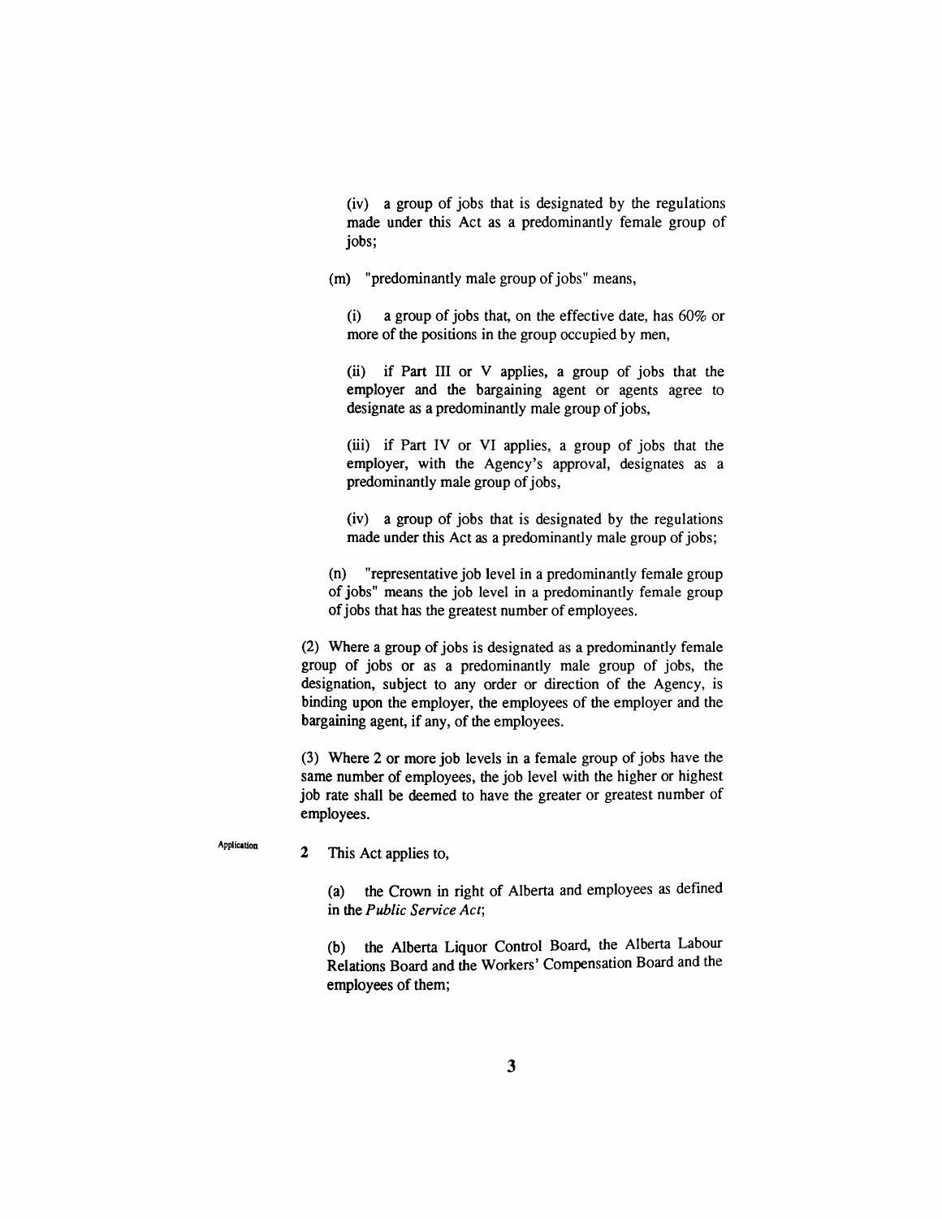(iv) a group of jobs that is designated by the regulations made under this Act as a predominantly female group of jobs;

(m) "predominantly male group of jobs" means,

(i) a group of jobs that, on the effective date, has 60% or more of the positions in the group occupied by men,

(ii) if Part III or V applies, a group of jobs that the employer and the bargaining agent or agents agree to designate as a predominantly male group of jobs,

(iii) if Part IV or VI applies, a group of jobs that the employer, with the Agency's approval, designates as a predominantly male group of jobs,

(iv) a group of jobs that is designated by the regulations made under this Act as a predominantly male group of jobs;

(n) "representative job level in a predominantly female group of jobs" means the job level in a predominantly female group of jobs that has the greatest number of employees.

(2) Where a group of jobs is designated as a predominantly female group of jobs or as a predominantly male group of jobs, the designation, subject to any order or direction of the Agency, is binding upon the employer, the employees of the employer and the bargaining agent, if any, of the employees.

(3) Where 2 or more job levels in a female group of jobs have the same number of employees, the job level with the higher or highest job rate shall be deemed to have the greater or greatest number of employees.

Application

**2** This Act applies to,

(a) the Crown in right of Alberta and employees as defined in the *Public Service Act*;

(b) the Alberta Liquor Control Board, the Alberta Labour Relations Board and the Workers' Compensation Board and the employees of them;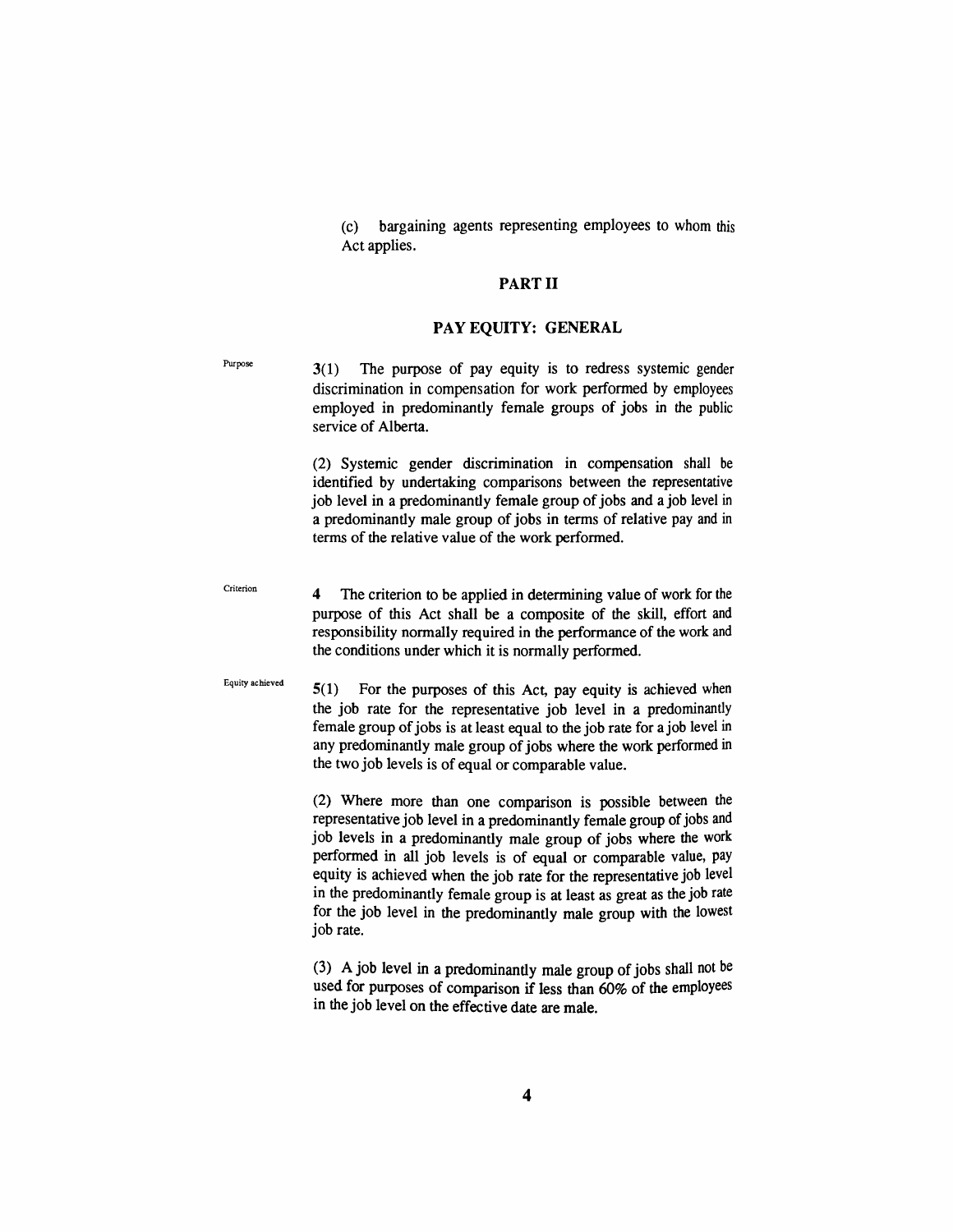(c) bargaining agents representing employees to whom this Act applies.

## PART II

## PAY EQUITY: GENERAL

Purpose

**3**(1) The purpose of pay equity is to redress systemic gender discrimination in compensation for work performed by employees employed in predominantly female groups of jobs in the public service of Alberta.

(2) Systemic gender discrimination in compensation shall be identified by undertaking comparisons between the representative job level in a predominantly female group of jobs and a job level in a predominantly male group of jobs in terms of relative pay and in terms of the relative value of the work performed.

Criterion

**4** The criterion to be applied in determining value of work for the purpose of this Act shall be a composite of the skill, effort and responsibility normally required in the performance of the work and the conditions under which it is normally performed.

Equity achieved

**5**(1) For the purposes of this Act, pay equity is achieved when the job rate for the representative job level in a predominantly female group of jobs is at least equal to the job rate for a job level in any predominantly male group of jobs where the work performed in the two job levels is of equal or comparable value.

(2) Where more than one comparison is possible between the representative job level in a predominantly female group of jobs and job levels in a predominantly male group of jobs where the work performed in all job levels is of equal or comparable value, pay equity is achieved when the job rate for the representative job level in the predominantly female group is at least as great as the job rate for the job level in the predominantly male group with the lowest job rate.

(3) A job level in a predominantly male group of jobs shall not be used for purposes of comparison if less than 60% of the employees in the job level on the effective date are male.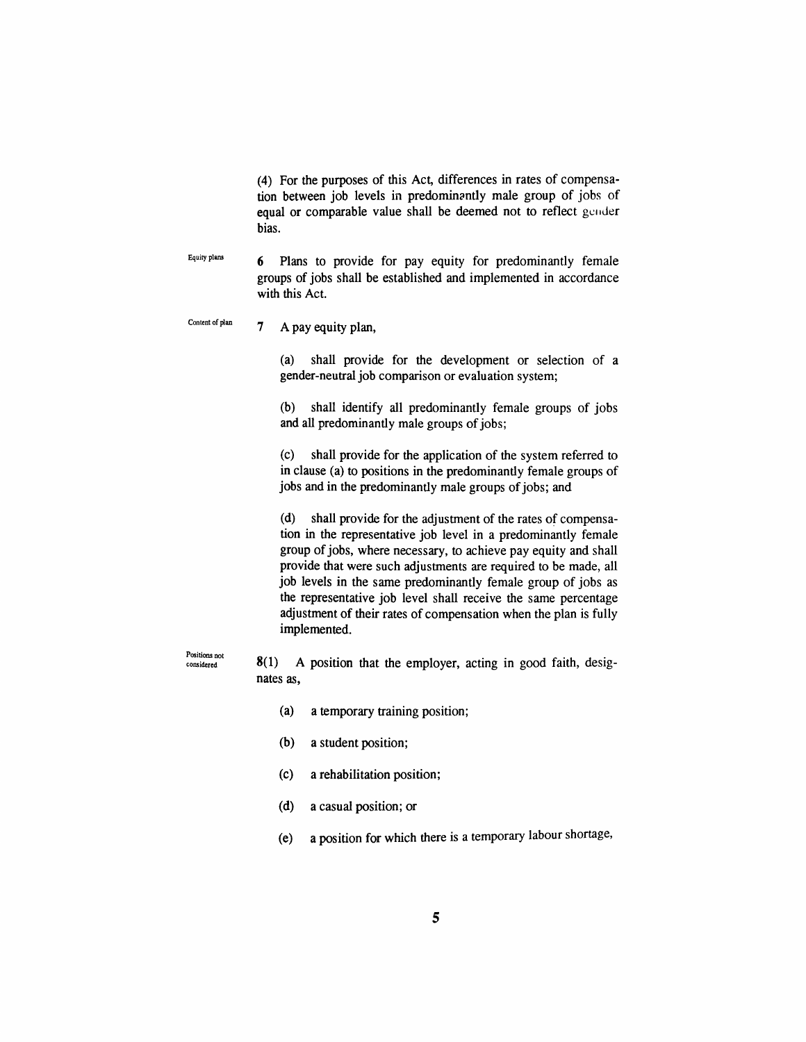(4) For the purposes of this Act, differences in rates of compensation between job levels in predominantly male group of jobs of equal or comparable value shall be deemed not to reflect gender bias.

Equity plans

**6** Plans to provide for pay equity for predominantly female groups of jobs shall be established and implemented in accordance with this Act.

Content of plan

**7** A pay equity plan,

(a) shall provide for the development or selection of a gender-neutral job comparison or evaluation system;

(b) shall identify all predominantly female groups of jobs and all predominantly male groups of jobs;

(c) shall provide for the application of the system referred to in clause (a) to positions in the predominantly female groups of jobs and in the predominantly male groups of jobs; and

(d) shall provide for the adjustment of the rates of compensation in the representative job level in a predominantly female group of jobs, where necessary, to achieve pay equity and shall provide that were such adjustments are required to be made, all job levels in the same predominantly female group of jobs as the representative job level shall receive the same percentage adjustment of their rates of compensation when the plan is fully implemented.

Positions not considered

**8**(1) A position that the employer, acting in good faith, designates as,

(a) a temporary training position;

(b) a student position;

(c) a rehabilitation position;

(d) a casual position; or

(e) a position for which there is a temporary labour shortage,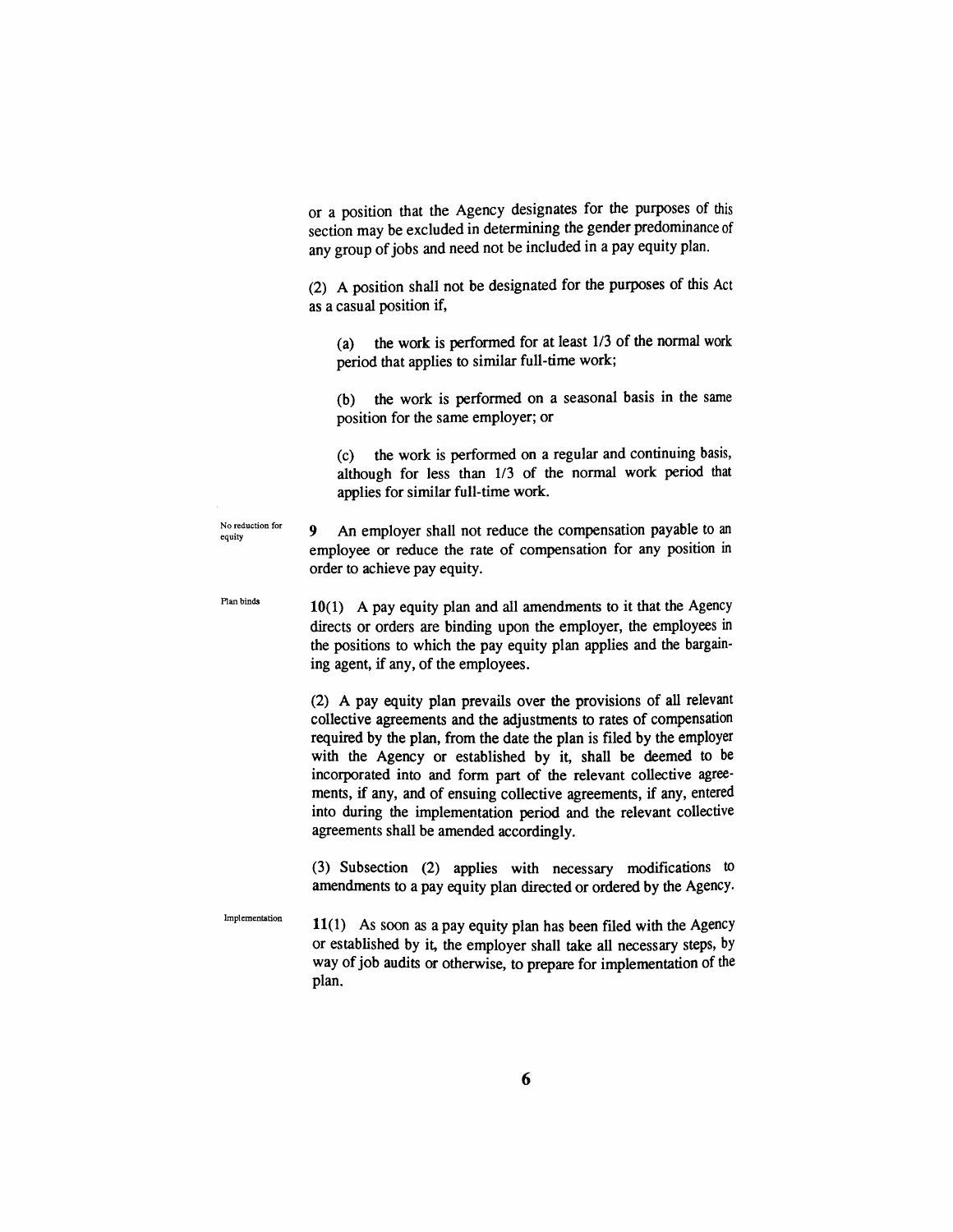or a position that the Agency designates for the purposes of this section may be excluded in determining the gender predominance of any group of jobs and need not be included in a pay equity plan.

(2) A position shall not be designated for the purposes of this Act as a casual position if,

(a) the work is performed for at least 1/3 of the normal work period that applies to similar full-time work;

(b) the work is performed on a seasonal basis in the same position for the same employer; or

(c) the work is performed on a regular and continuing basis, although for less than 1/3 of the normal work period that applies for similar full-time work.

No reduction for equity

**9** An employer shall not reduce the compensation payable to an employee or reduce the rate of compensation for any position in order to achieve pay equity.

Plan binds

**10**(1) A pay equity plan and all amendments to it that the Agency directs or orders are binding upon the employer, the employees in the positions to which the pay equity plan applies and the bargaining agent, if any, of the employees.

(2) A pay equity plan prevails over the provisions of all relevant collective agreements and the adjustments to rates of compensation required by the plan, from the date the plan is filed by the employer with the Agency or established by it, shall be deemed to be incorporated into and form part of the relevant collective agreements, if any, and of ensuing collective agreements, if any, entered into during the implementation period and the relevant collective agreements shall be amended accordingly.

(3) Subsection (2) applies with necessary modifications to amendments to a pay equity plan directed or ordered by the Agency.

Implementation

**11**(1) As soon as a pay equity plan has been filed with the Agency or established by it, the employer shall take all necessary steps, by way of job audits or otherwise, to prepare for implementation of the plan.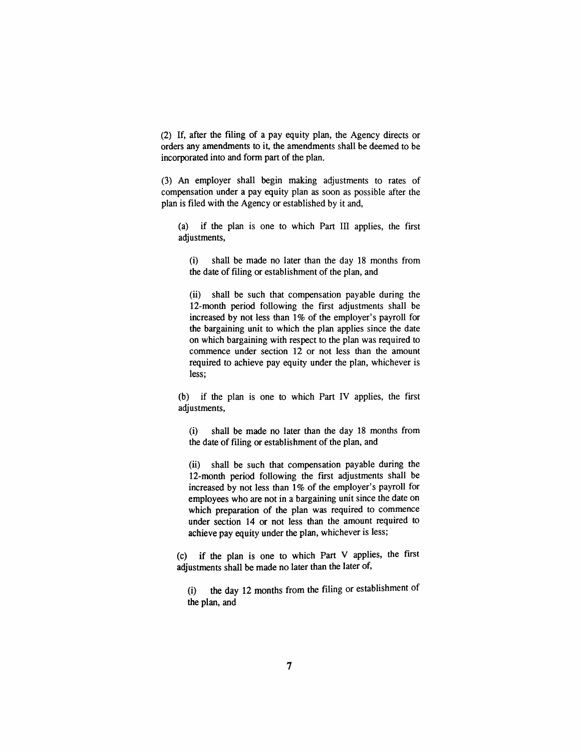(2) If, after the filing of a pay equity plan, the Agency directs or orders any amendments to it, the amendments shall be deemed to be incorporated into and form part of the plan.

(3) An employer shall begin making adjustments to rates of compensation under a pay equity plan as soon as possible after the plan is filed with the Agency or established by it and,

> (a) if the plan is one to which Part III applies, the first adjustments,
>
> > (i) shall be made no later than the day 18 months from the date of filing or establishment of the plan, and
> >
> > (ii) shall be such that compensation payable during the 12-month period following the first adjustments shall be increased by not less than 1% of the employer's payroll for the bargaining unit to which the plan applies since the date on which bargaining with respect to the plan was required to commence under section 12 or not less than the amount required to achieve pay equity under the plan, whichever is less;
>
> (b) if the plan is one to which Part IV applies, the first adjustments,
>
> > (i) shall be made no later than the day 18 months from the date of filing or establishment of the plan, and
> >
> > (ii) shall be such that compensation payable during the 12-month period following the first adjustments shall be increased by not less than 1% of the employer's payroll for employees who are not in a bargaining unit since the date on which preparation of the plan was required to commence under section 14 or not less than the amount required to achieve pay equity under the plan, whichever is less;
>
> (c) if the plan is one to which Part V applies, the first adjustments shall be made no later than the later of,
>
> > (i) the day 12 months from the filing or establishment of the plan, and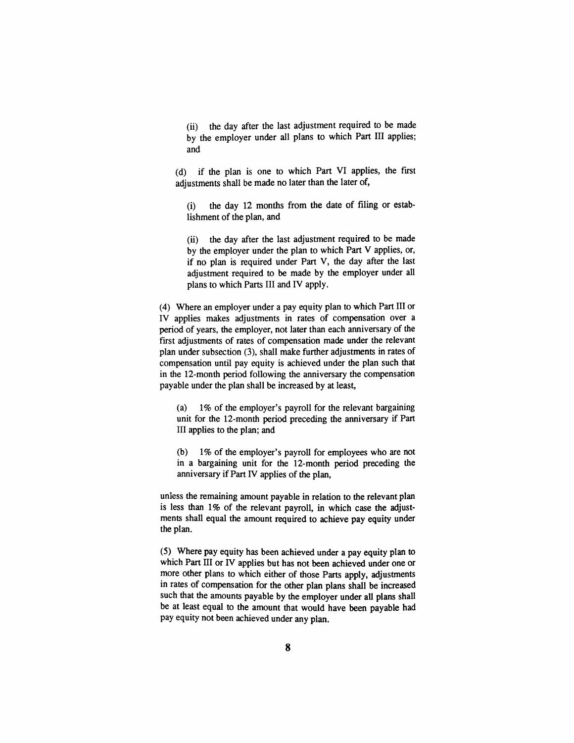(ii) the day after the last adjustment required to be made by the employer under all plans to which Part III applies; and

(d) if the plan is one to which Part VI applies, the first adjustments shall be made no later than the later of,

(i) the day 12 months from the date of filing or establishment of the plan, and

(ii) the day after the last adjustment required to be made by the employer under the plan to which Part V applies, or, if no plan is required under Part V, the day after the last adjustment required to be made by the employer under all plans to which Parts III and IV apply.

(4) Where an employer under a pay equity plan to which Part III or IV applies makes adjustments in rates of compensation over a period of years, the employer, not later than each anniversary of the first adjustments of rates of compensation made under the relevant plan under subsection (3), shall make further adjustments in rates of compensation until pay equity is achieved under the plan such that in the 12-month period following the anniversary the compensation payable under the plan shall be increased by at least,

(a) 1% of the employer's payroll for the relevant bargaining unit for the 12-month period preceding the anniversary if Part III applies to the plan; and

(b) 1% of the employer's payroll for employees who are not in a bargaining unit for the 12-month period preceding the anniversary if Part IV applies of the plan,

unless the remaining amount payable in relation to the relevant plan is less than 1% of the relevant payroll, in which case the adjustments shall equal the amount required to achieve pay equity under the plan.

(5) Where pay equity has been achieved under a pay equity plan to which Part III or IV applies but has not been achieved under one or more other plans to which either of those Parts apply, adjustments in rates of compensation for the other plan plans shall be increased such that the amounts payable by the employer under all plans shall be at least equal to the amount that would have been payable had pay equity not been achieved under any plan.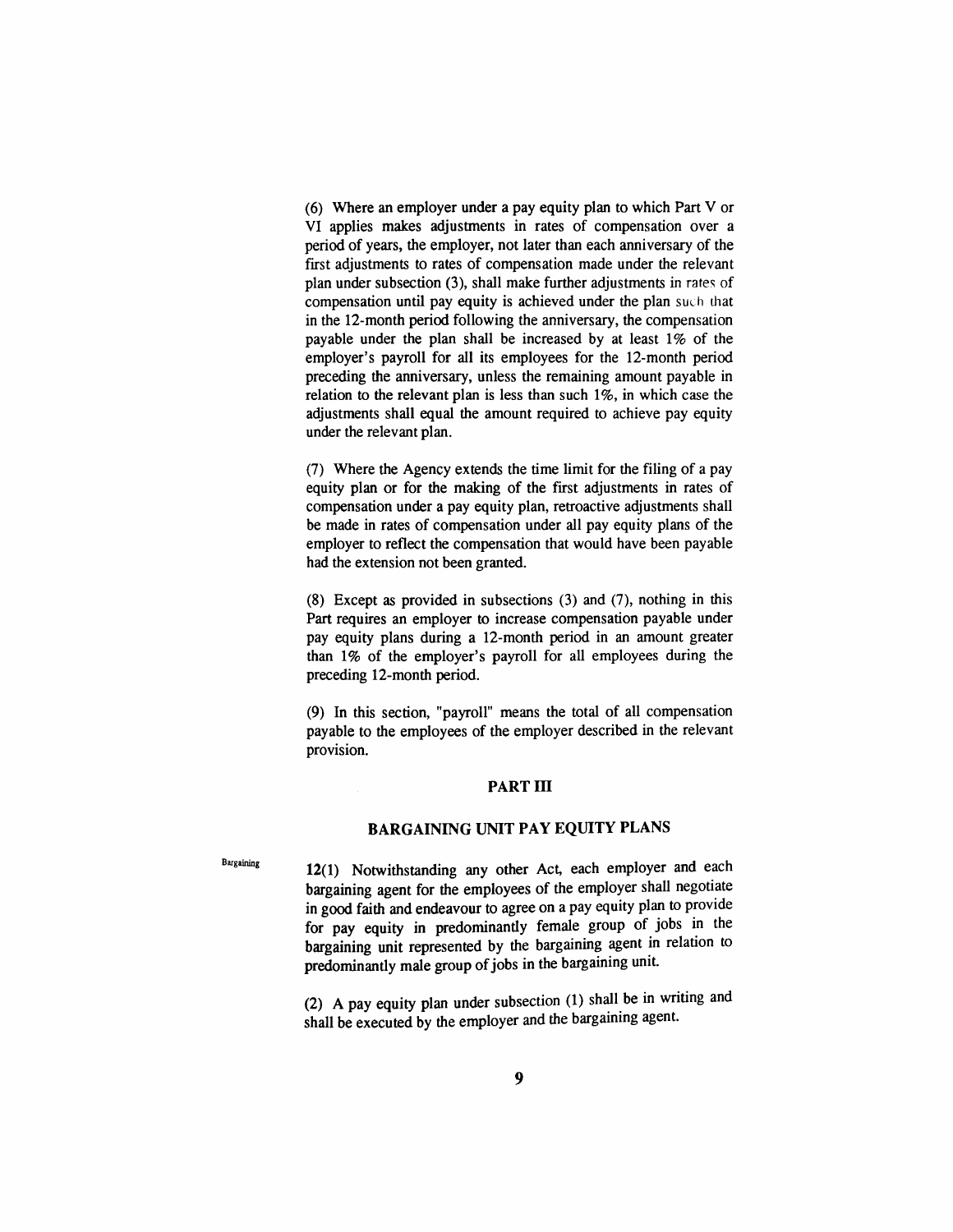(6) Where an employer under a pay equity plan to which Part V or VI applies makes adjustments in rates of compensation over a period of years, the employer, not later than each anniversary of the first adjustments to rates of compensation made under the relevant plan under subsection (3), shall make further adjustments in rates of compensation until pay equity is achieved under the plan such that in the 12-month period following the anniversary, the compensation payable under the plan shall be increased by at least 1% of the employer's payroll for all its employees for the 12-month period preceding the anniversary, unless the remaining amount payable in relation to the relevant plan is less than such 1%, in which case the adjustments shall equal the amount required to achieve pay equity under the relevant plan.

(7) Where the Agency extends the time limit for the filing of a pay equity plan or for the making of the first adjustments in rates of compensation under a pay equity plan, retroactive adjustments shall be made in rates of compensation under all pay equity plans of the employer to reflect the compensation that would have been payable had the extension not been granted.

(8) Except as provided in subsections (3) and (7), nothing in this Part requires an employer to increase compensation payable under pay equity plans during a 12-month period in an amount greater than 1% of the employer's payroll for all employees during the preceding 12-month period.

(9) In this section, "payroll" means the total of all compensation payable to the employees of the employer described in the relevant provision.

## PART III

## BARGAINING UNIT PAY EQUITY PLANS

Bargaining

12(1) Notwithstanding any other Act, each employer and each bargaining agent for the employees of the employer shall negotiate in good faith and endeavour to agree on a pay equity plan to provide for pay equity in predominantly female group of jobs in the bargaining unit represented by the bargaining agent in relation to predominantly male group of jobs in the bargaining unit.

(2) A pay equity plan under subsection (1) shall be in writing and shall be executed by the employer and the bargaining agent.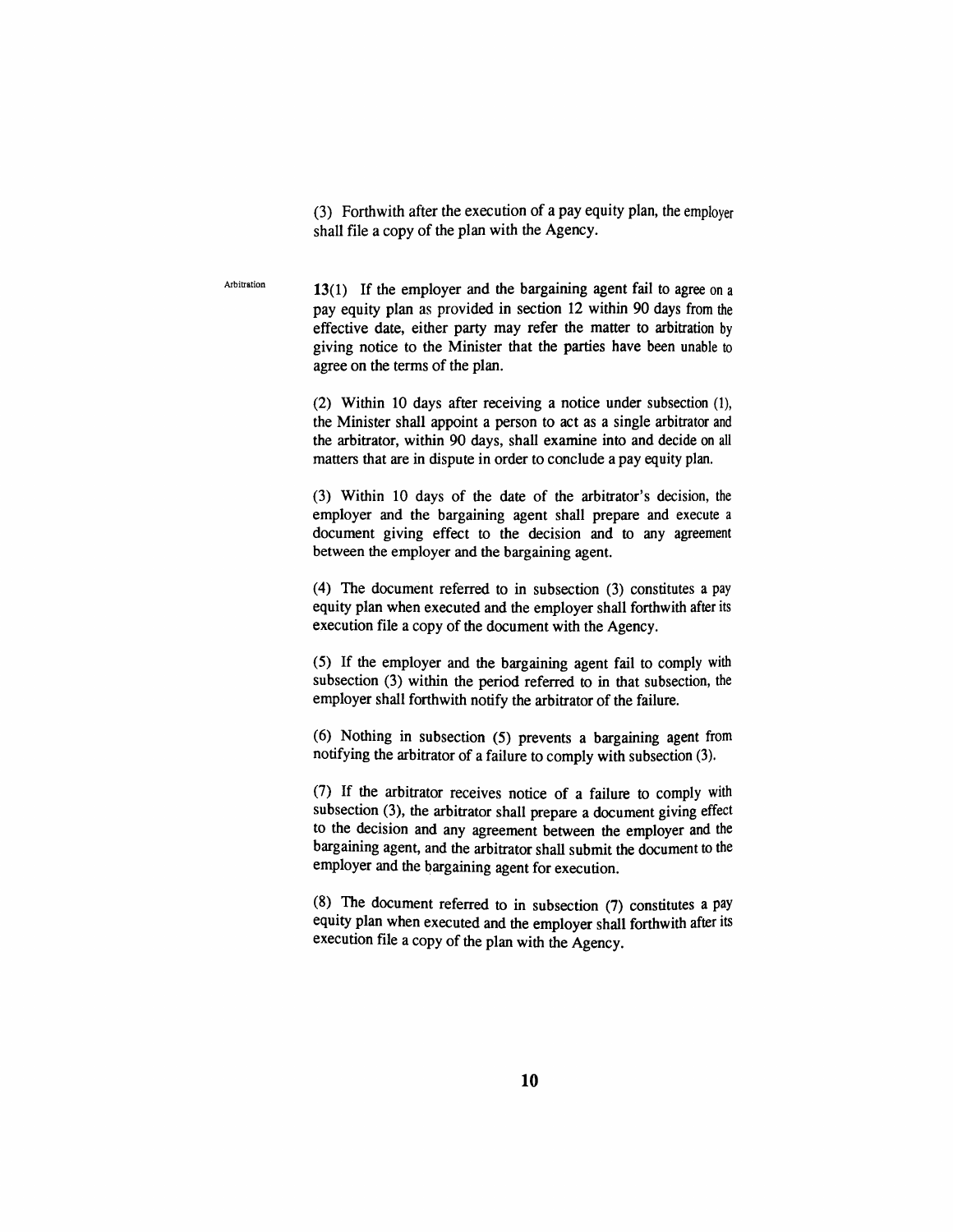(3) Forthwith after the execution of a pay equity plan, the employer shall file a copy of the plan with the Agency.

Arbitration

**13**(1) If the employer and the bargaining agent fail to agree on a pay equity plan as provided in section 12 within 90 days from the effective date, either party may refer the matter to arbitration by giving notice to the Minister that the parties have been unable to agree on the terms of the plan.

(2) Within 10 days after receiving a notice under subsection (1), the Minister shall appoint a person to act as a single arbitrator and the arbitrator, within 90 days, shall examine into and decide on all matters that are in dispute in order to conclude a pay equity plan.

(3) Within 10 days of the date of the arbitrator's decision, the employer and the bargaining agent shall prepare and execute a document giving effect to the decision and to any agreement between the employer and the bargaining agent.

(4) The document referred to in subsection (3) constitutes a pay equity plan when executed and the employer shall forthwith after its execution file a copy of the document with the Agency.

(5) If the employer and the bargaining agent fail to comply with subsection (3) within the period referred to in that subsection, the employer shall forthwith notify the arbitrator of the failure.

(6) Nothing in subsection (5) prevents a bargaining agent from notifying the arbitrator of a failure to comply with subsection (3).

(7) If the arbitrator receives notice of a failure to comply with subsection (3), the arbitrator shall prepare a document giving effect to the decision and any agreement between the employer and the bargaining agent, and the arbitrator shall submit the document to the employer and the bargaining agent for execution.

(8) The document referred to in subsection (7) constitutes a pay equity plan when executed and the employer shall forthwith after its execution file a copy of the plan with the Agency.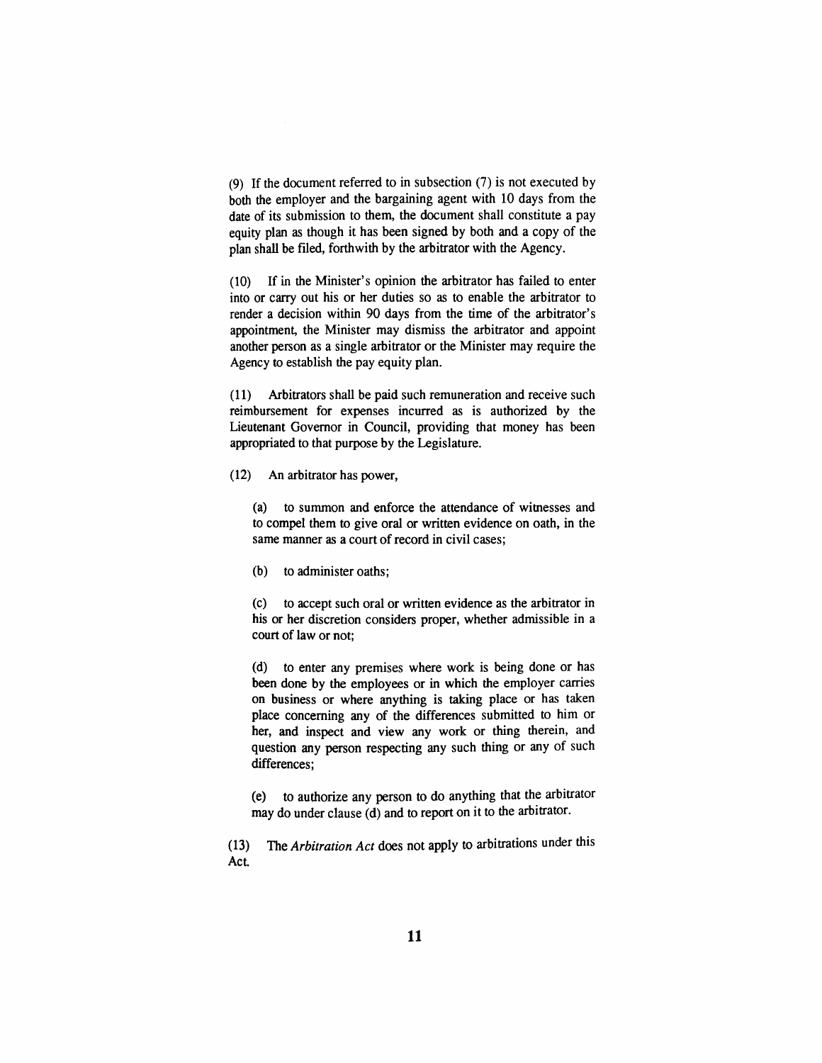(9) If the document referred to in subsection (7) is not executed by both the employer and the bargaining agent with 10 days from the date of its submission to them, the document shall constitute a pay equity plan as though it has been signed by both and a copy of the plan shall be filed, forthwith by the arbitrator with the Agency.

(10) If in the Minister's opinion the arbitrator has failed to enter into or carry out his or her duties so as to enable the arbitrator to render a decision within 90 days from the time of the arbitrator's appointment, the Minister may dismiss the arbitrator and appoint another person as a single arbitrator or the Minister may require the Agency to establish the pay equity plan.

(11) Arbitrators shall be paid such remuneration and receive such reimbursement for expenses incurred as is authorized by the Lieutenant Governor in Council, providing that money has been appropriated to that purpose by the Legislature.

(12) An arbitrator has power,

(a) to summon and enforce the attendance of witnesses and to compel them to give oral or written evidence on oath, in the same manner as a court of record in civil cases;

(b) to administer oaths;

(c) to accept such oral or written evidence as the arbitrator in his or her discretion considers proper, whether admissible in a court of law or not;

(d) to enter any premises where work is being done or has been done by the employees or in which the employer carries on business or where anything is taking place or has taken place concerning any of the differences submitted to him or her, and inspect and view any work or thing therein, and question any person respecting any such thing or any of such differences;

(e) to authorize any person to do anything that the arbitrator may do under clause (d) and to report on it to the arbitrator.

(13) The *Arbitration Act* does not apply to arbitrations under this Act.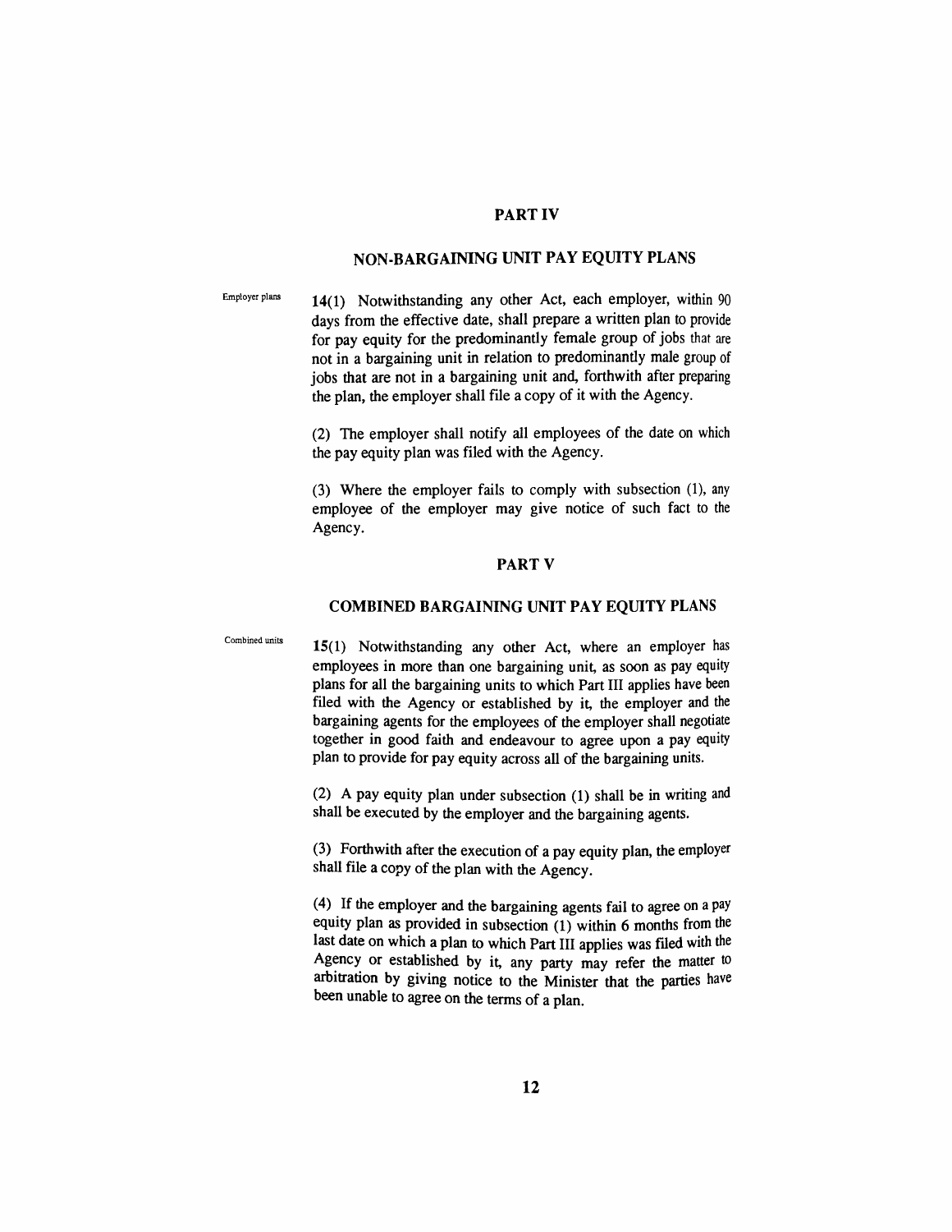## PART IV

## NON-BARGAINING UNIT PAY EQUITY PLANS

Employer plans

**14**(1) Notwithstanding any other Act, each employer, within 90 days from the effective date, shall prepare a written plan to provide for pay equity for the predominantly female group of jobs that are not in a bargaining unit in relation to predominantly male group of jobs that are not in a bargaining unit and, forthwith after preparing the plan, the employer shall file a copy of it with the Agency.

(2) The employer shall notify all employees of the date on which the pay equity plan was filed with the Agency.

(3) Where the employer fails to comply with subsection (1), any employee of the employer may give notice of such fact to the Agency.

## PART V

## COMBINED BARGAINING UNIT PAY EQUITY PLANS

Combined units

**15**(1) Notwithstanding any other Act, where an employer has employees in more than one bargaining unit, as soon as pay equity plans for all the bargaining units to which Part III applies have been filed with the Agency or established by it, the employer and the bargaining agents for the employees of the employer shall negotiate together in good faith and endeavour to agree upon a pay equity plan to provide for pay equity across all of the bargaining units.

(2) A pay equity plan under subsection (1) shall be in writing and shall be executed by the employer and the bargaining agents.

(3) Forthwith after the execution of a pay equity plan, the employer shall file a copy of the plan with the Agency.

(4) If the employer and the bargaining agents fail to agree on a pay equity plan as provided in subsection (1) within 6 months from the last date on which a plan to which Part III applies was filed with the Agency or established by it, any party may refer the matter to arbitration by giving notice to the Minister that the parties have been unable to agree on the terms of a plan.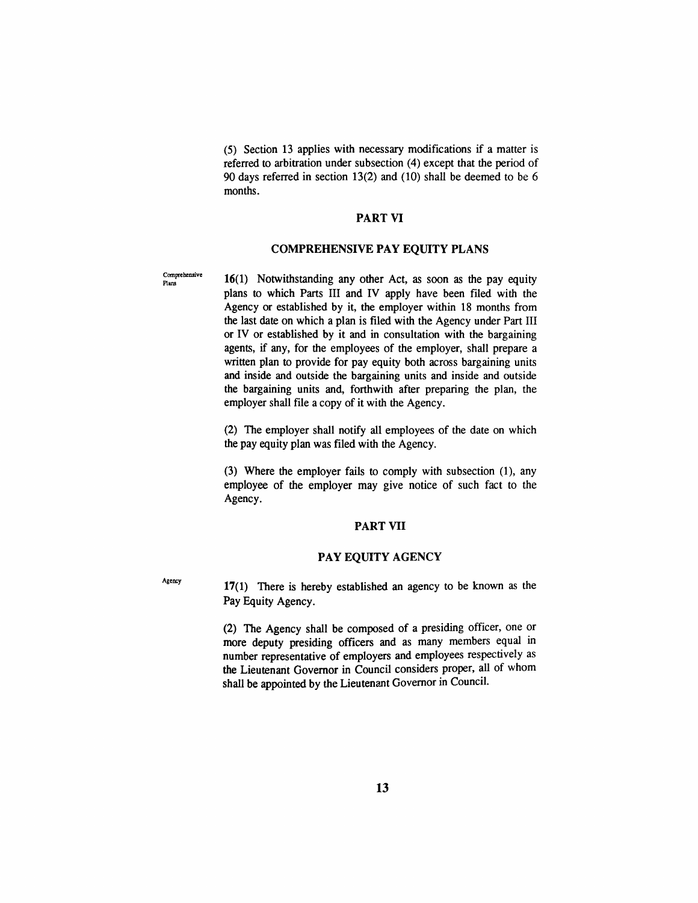(5) Section 13 applies with necessary modifications if a matter is referred to arbitration under subsection (4) except that the period of 90 days referred in section 13(2) and (10) shall be deemed to be 6 months.

## PART VI

## COMPREHENSIVE PAY EQUITY PLANS

Comprehensive Plans

**16**(1) Notwithstanding any other Act, as soon as the pay equity plans to which Parts III and IV apply have been filed with the Agency or established by it, the employer within 18 months from the last date on which a plan is filed with the Agency under Part III or IV or established by it and in consultation with the bargaining agents, if any, for the employees of the employer, shall prepare a written plan to provide for pay equity both across bargaining units and inside and outside the bargaining units and inside and outside the bargaining units and, forthwith after preparing the plan, the employer shall file a copy of it with the Agency.

(2) The employer shall notify all employees of the date on which the pay equity plan was filed with the Agency.

(3) Where the employer fails to comply with subsection (1), any employee of the employer may give notice of such fact to the Agency.

## PART VII

## PAY EQUITY AGENCY

Agency

**17**(1) There is hereby established an agency to be known as the Pay Equity Agency.

(2) The Agency shall be composed of a presiding officer, one or more deputy presiding officers and as many members equal in number representative of employers and employees respectively as the Lieutenant Governor in Council considers proper, all of whom shall be appointed by the Lieutenant Governor in Council.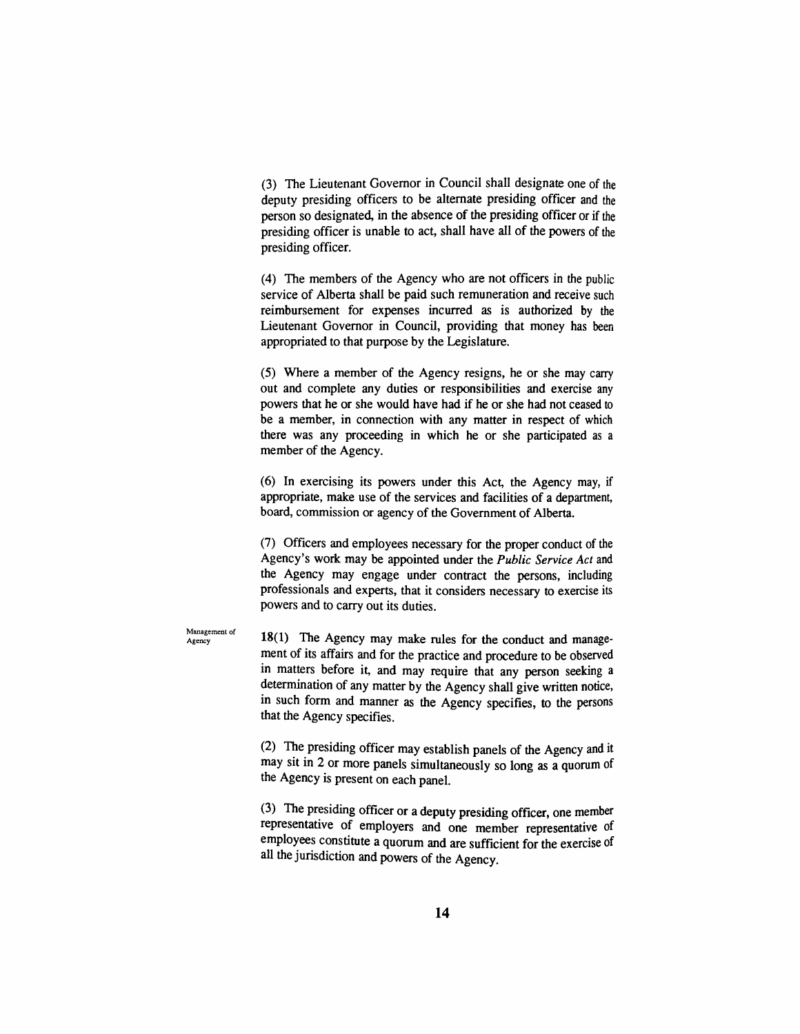(3) The Lieutenant Governor in Council shall designate one of the deputy presiding officers to be alternate presiding officer and the person so designated, in the absence of the presiding officer or if the presiding officer is unable to act, shall have all of the powers of the presiding officer.

(4) The members of the Agency who are not officers in the public service of Alberta shall be paid such remuneration and receive such reimbursement for expenses incurred as is authorized by the Lieutenant Governor in Council, providing that money has been appropriated to that purpose by the Legislature.

(5) Where a member of the Agency resigns, he or she may carry out and complete any duties or responsibilities and exercise any powers that he or she would have had if he or she had not ceased to be a member, in connection with any matter in respect of which there was any proceeding in which he or she participated as a member of the Agency.

(6) In exercising its powers under this Act, the Agency may, if appropriate, make use of the services and facilities of a department, board, commission or agency of the Government of Alberta.

(7) Officers and employees necessary for the proper conduct of the Agency's work may be appointed under the *Public Service Act* and the Agency may engage under contract the persons, including professionals and experts, that it considers necessary to exercise its powers and to carry out its duties.

Management of Agency

**18**(1) The Agency may make rules for the conduct and management of its affairs and for the practice and procedure to be observed in matters before it, and may require that any person seeking a determination of any matter by the Agency shall give written notice, in such form and manner as the Agency specifies, to the persons that the Agency specifies.

(2) The presiding officer may establish panels of the Agency and it may sit in 2 or more panels simultaneously so long as a quorum of the Agency is present on each panel.

(3) The presiding officer or a deputy presiding officer, one member representative of employers and one member representative of employees constitute a quorum and are sufficient for the exercise of all the jurisdiction and powers of the Agency.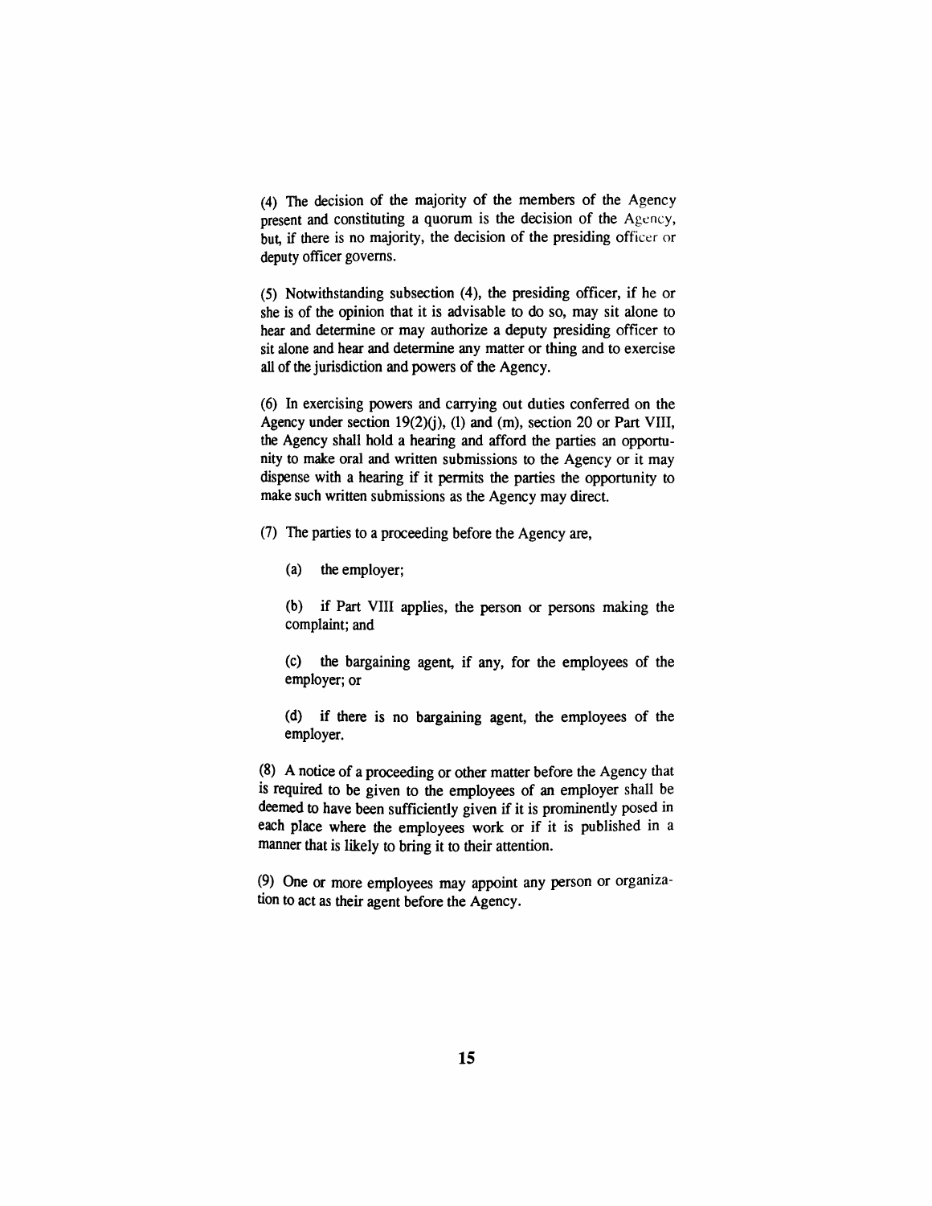(4) The decision of the majority of the members of the Agency present and constituting a quorum is the decision of the Agency, but, if there is no majority, the decision of the presiding officer or deputy officer governs.

(5) Notwithstanding subsection (4), the presiding officer, if he or she is of the opinion that it is advisable to do so, may sit alone to hear and determine or may authorize a deputy presiding officer to sit alone and hear and determine any matter or thing and to exercise all of the jurisdiction and powers of the Agency.

(6) In exercising powers and carrying out duties conferred on the Agency under section 19(2)(j), (l) and (m), section 20 or Part VIII, the Agency shall hold a hearing and afford the parties an opportunity to make oral and written submissions to the Agency or it may dispense with a hearing if it permits the parties the opportunity to make such written submissions as the Agency may direct.

(7) The parties to a proceeding before the Agency are,

(a) the employer;

(b) if Part VIII applies, the person or persons making the complaint; and

(c) the bargaining agent, if any, for the employees of the employer; or

(d) if there is no bargaining agent, the employees of the employer.

(8) A notice of a proceeding or other matter before the Agency that is required to be given to the employees of an employer shall be deemed to have been sufficiently given if it is prominently posed in each place where the employees work or if it is published in a manner that is likely to bring it to their attention.

(9) One or more employees may appoint any person or organization to act as their agent before the Agency.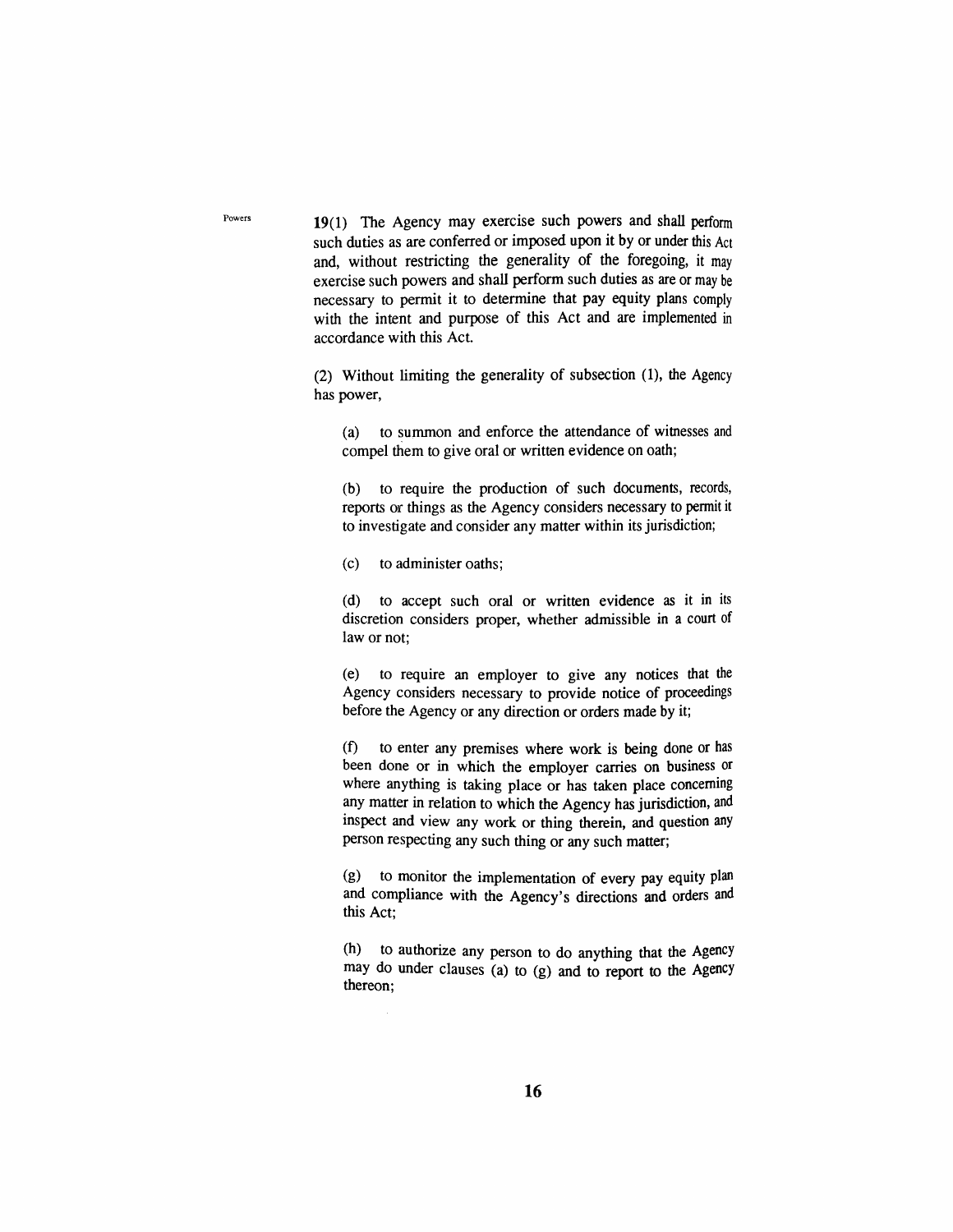Powers

**19**(1) The Agency may exercise such powers and shall perform such duties as are conferred or imposed upon it by or under this Act and, without restricting the generality of the foregoing, it may exercise such powers and shall perform such duties as are or may be necessary to permit it to determine that pay equity plans comply with the intent and purpose of this Act and are implemented in accordance with this Act.

(2) Without limiting the generality of subsection (1), the Agency has power,

(a) to summon and enforce the attendance of witnesses and compel them to give oral or written evidence on oath;

(b) to require the production of such documents, records, reports or things as the Agency considers necessary to permit it to investigate and consider any matter within its jurisdiction;

(c) to administer oaths;

(d) to accept such oral or written evidence as it in its discretion considers proper, whether admissible in a court of law or not;

(e) to require an employer to give any notices that the Agency considers necessary to provide notice of proceedings before the Agency or any direction or orders made by it;

(f) to enter any premises where work is being done or has been done or in which the employer carries on business or where anything is taking place or has taken place concerning any matter in relation to which the Agency has jurisdiction, and inspect and view any work or thing therein, and question any person respecting any such thing or any such matter;

(g) to monitor the implementation of every pay equity plan and compliance with the Agency's directions and orders and this Act;

(h) to authorize any person to do anything that the Agency may do under clauses (a) to (g) and to report to the Agency thereon;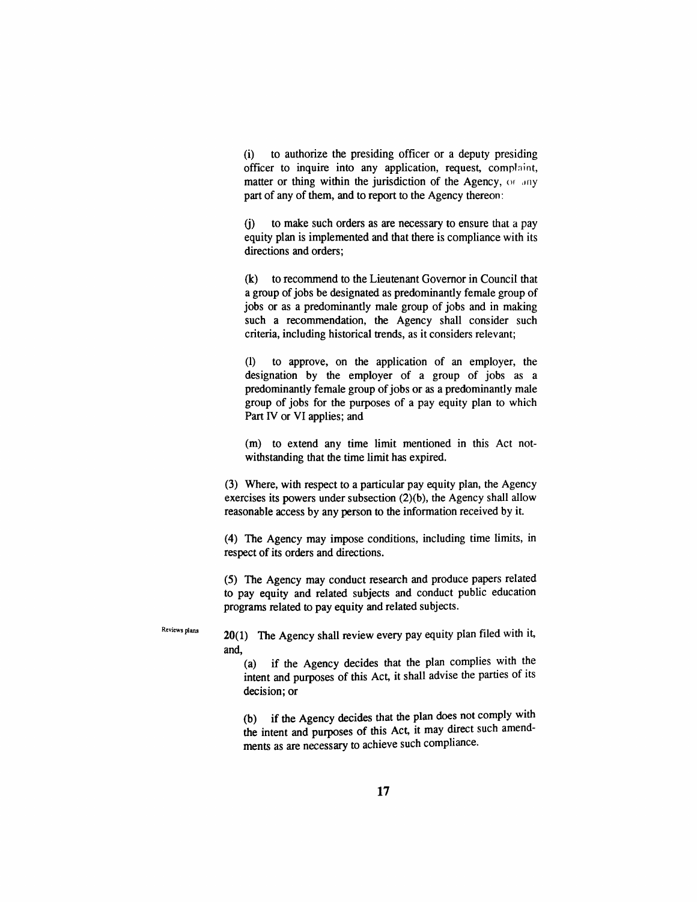(i) to authorize the presiding officer or a deputy presiding officer to inquire into any application, request, complaint, matter or thing within the jurisdiction of the Agency, or any part of any of them, and to report to the Agency thereon;

(j) to make such orders as are necessary to ensure that a pay equity plan is implemented and that there is compliance with its directions and orders;

(k) to recommend to the Lieutenant Governor in Council that a group of jobs be designated as predominantly female group of jobs or as a predominantly male group of jobs and in making such a recommendation, the Agency shall consider such criteria, including historical trends, as it considers relevant;

(l) to approve, on the application of an employer, the designation by the employer of a group of jobs as a predominantly female group of jobs or as a predominantly male group of jobs for the purposes of a pay equity plan to which Part IV or VI applies; and

(m) to extend any time limit mentioned in this Act notwithstanding that the time limit has expired.

(3) Where, with respect to a particular pay equity plan, the Agency exercises its powers under subsection (2)(b), the Agency shall allow reasonable access by any person to the information received by it.

(4) The Agency may impose conditions, including time limits, in respect of its orders and directions.

(5) The Agency may conduct research and produce papers related to pay equity and related subjects and conduct public education programs related to pay equity and related subjects.

Reviews plans

**20**(1) The Agency shall review every pay equity plan filed with it, and,

(a) if the Agency decides that the plan complies with the intent and purposes of this Act, it shall advise the parties of its decision; or

(b) if the Agency decides that the plan does not comply with the intent and purposes of this Act, it may direct such amendments as are necessary to achieve such compliance.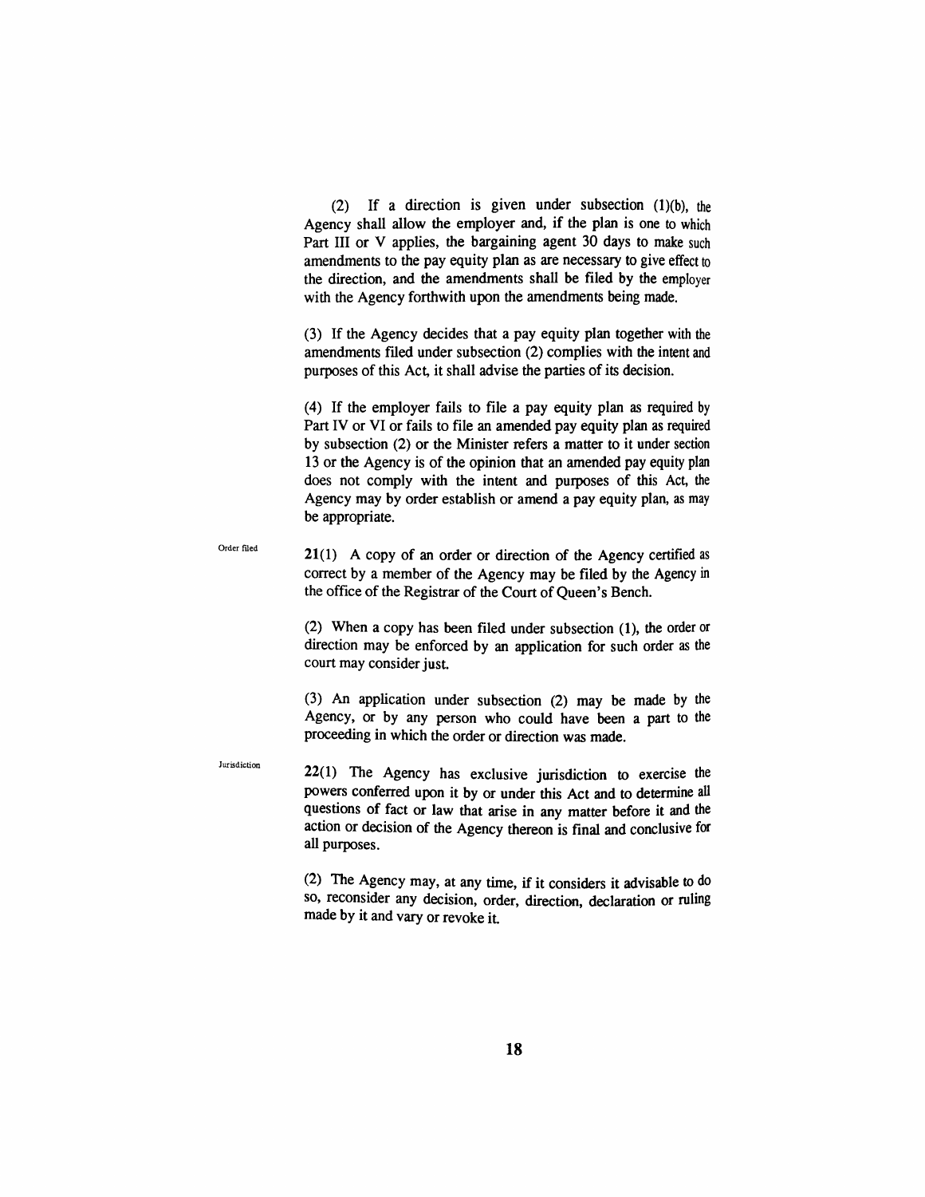(2) If a direction is given under subsection (1)(b), the Agency shall allow the employer and, if the plan is one to which Part III or V applies, the bargaining agent 30 days to make such amendments to the pay equity plan as are necessary to give effect to the direction, and the amendments shall be filed by the employer with the Agency forthwith upon the amendments being made.

(3) If the Agency decides that a pay equity plan together with the amendments filed under subsection (2) complies with the intent and purposes of this Act, it shall advise the parties of its decision.

(4) If the employer fails to file a pay equity plan as required by Part IV or VI or fails to file an amended pay equity plan as required by subsection (2) or the Minister refers a matter to it under section 13 or the Agency is of the opinion that an amended pay equity plan does not comply with the intent and purposes of this Act, the Agency may by order establish or amend a pay equity plan, as may be appropriate.

Order filed

**21**(1) A copy of an order or direction of the Agency certified as correct by a member of the Agency may be filed by the Agency in the office of the Registrar of the Court of Queen's Bench.

(2) When a copy has been filed under subsection (1), the order or direction may be enforced by an application for such order as the court may consider just.

(3) An application under subsection (2) may be made by the Agency, or by any person who could have been a part to the proceeding in which the order or direction was made.

Jurisdiction

**22**(1) The Agency has exclusive jurisdiction to exercise the powers conferred upon it by or under this Act and to determine all questions of fact or law that arise in any matter before it and the action or decision of the Agency thereon is final and conclusive for all purposes.

(2) The Agency may, at any time, if it considers it advisable to do so, reconsider any decision, order, direction, declaration or ruling made by it and vary or revoke it.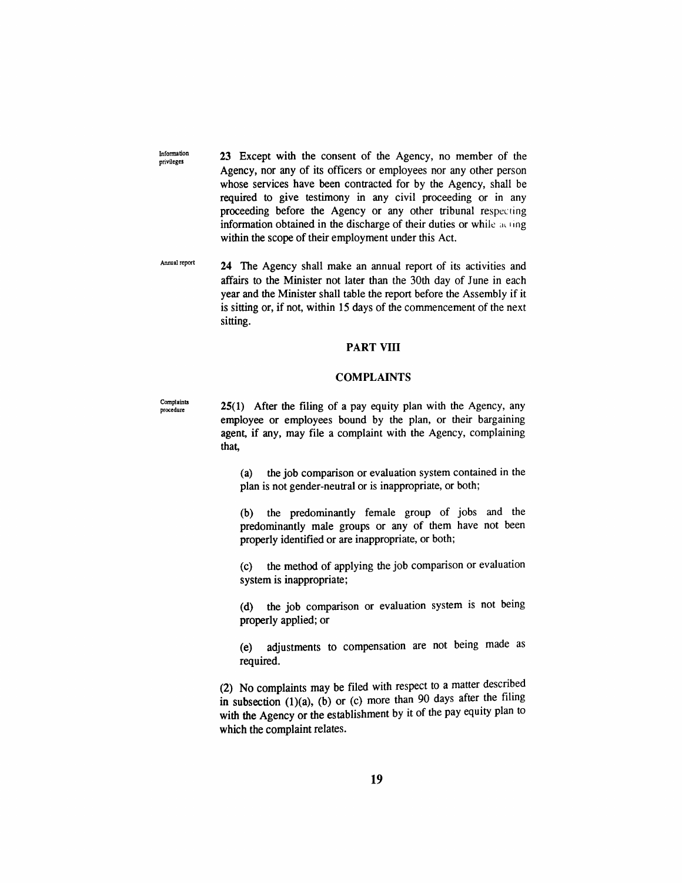Information privileges

**23** Except with the consent of the Agency, no member of the Agency, nor any of its officers or employees nor any other person whose services have been contracted for by the Agency, shall be required to give testimony in any civil proceeding or in any proceeding before the Agency or any other tribunal respecting information obtained in the discharge of their duties or while acting within the scope of their employment under this Act.

Annual report

**24** The Agency shall make an annual report of its activities and affairs to the Minister not later than the 30th day of June in each year and the Minister shall table the report before the Assembly if it is sitting or, if not, within 15 days of the commencement of the next sitting.

## PART VIII

## COMPLAINTS

Complaints procedure

**25**(1) After the filing of a pay equity plan with the Agency, any employee or employees bound by the plan, or their bargaining agent, if any, may file a complaint with the Agency, complaining that,

(a) the job comparison or evaluation system contained in the plan is not gender-neutral or is inappropriate, or both;

(b) the predominantly female group of jobs and the predominantly male groups or any of them have not been properly identified or are inappropriate, or both;

(c) the method of applying the job comparison or evaluation system is inappropriate;

(d) the job comparison or evaluation system is not being properly applied; or

(e) adjustments to compensation are not being made as required.

(2) No complaints may be filed with respect to a matter described in subsection (1)(a), (b) or (c) more than 90 days after the filing with the Agency or the establishment by it of the pay equity plan to which the complaint relates.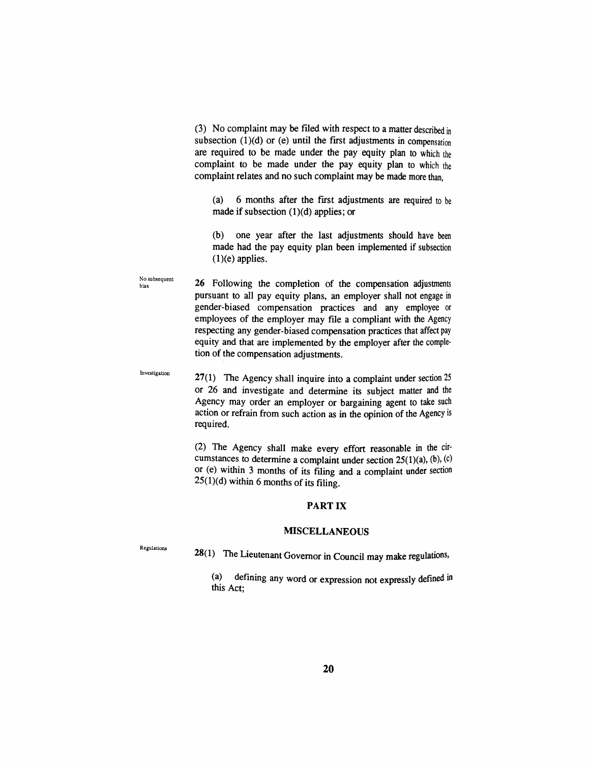(3) No complaint may be filed with respect to a matter described in subsection (1)(d) or (e) until the first adjustments in compensation are required to be made under the pay equity plan to which the complaint to be made under the pay equity plan to which the complaint relates and no such complaint may be made more than,

(a) 6 months after the first adjustments are required to be made if subsection (1)(d) applies; or

(b) one year after the last adjustments should have been made had the pay equity plan been implemented if subsection (1)(e) applies.

No subsequent bias

**26** Following the completion of the compensation adjustments pursuant to all pay equity plans, an employer shall not engage in gender-biased compensation practices and any employee or employees of the employer may file a compliant with the Agency respecting any gender-biased compensation practices that affect pay equity and that are implemented by the employer after the completion of the compensation adjustments.

Investigation

**27**(1) The Agency shall inquire into a complaint under section 25 or 26 and investigate and determine its subject matter and the Agency may order an employer or bargaining agent to take such action or refrain from such action as in the opinion of the Agency is required.

(2) The Agency shall make every effort reasonable in the circumstances to determine a complaint under section 25(1)(a), (b), (c) or (e) within 3 months of its filing and a complaint under section 25(1)(d) within 6 months of its filing.

## PART IX

## MISCELLANEOUS

Regulations

**28**(1) The Lieutenant Governor in Council may make regulations,

(a) defining any word or expression not expressly defined in this Act;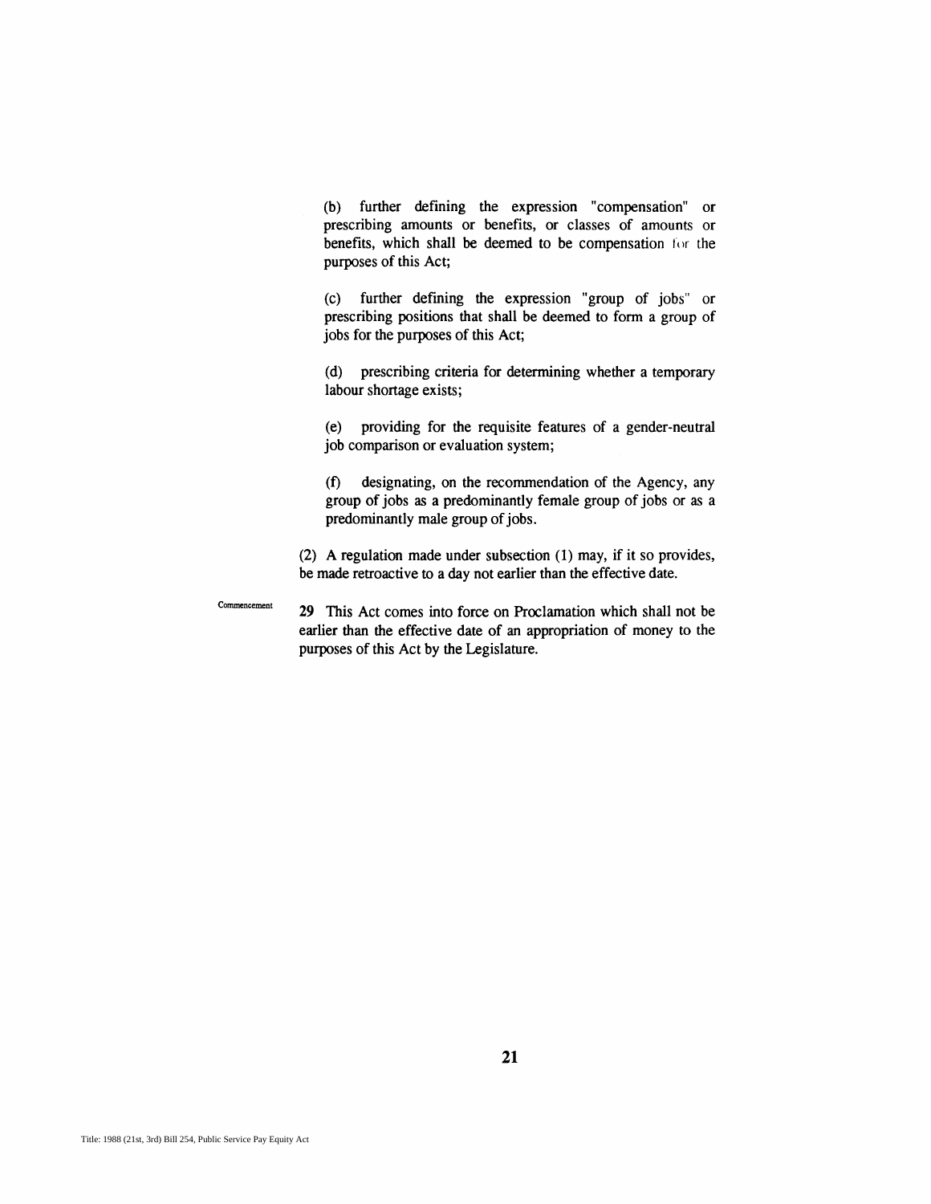(b) further defining the expression "compensation" or prescribing amounts or benefits, or classes of amounts or benefits, which shall be deemed to be compensation for the purposes of this Act;

(c) further defining the expression "group of jobs" or prescribing positions that shall be deemed to form a group of jobs for the purposes of this Act;

(d) prescribing criteria for determining whether a temporary labour shortage exists;

(e) providing for the requisite features of a gender-neutral job comparison or evaluation system;

(f) designating, on the recommendation of the Agency, any group of jobs as a predominantly female group of jobs or as a predominantly male group of jobs.

(2) A regulation made under subsection (1) may, if it so provides, be made retroactive to a day not earlier than the effective date.

Commencement

**29** This Act comes into force on Proclamation which shall not be earlier than the effective date of an appropriation of money to the purposes of this Act by the Legislature.